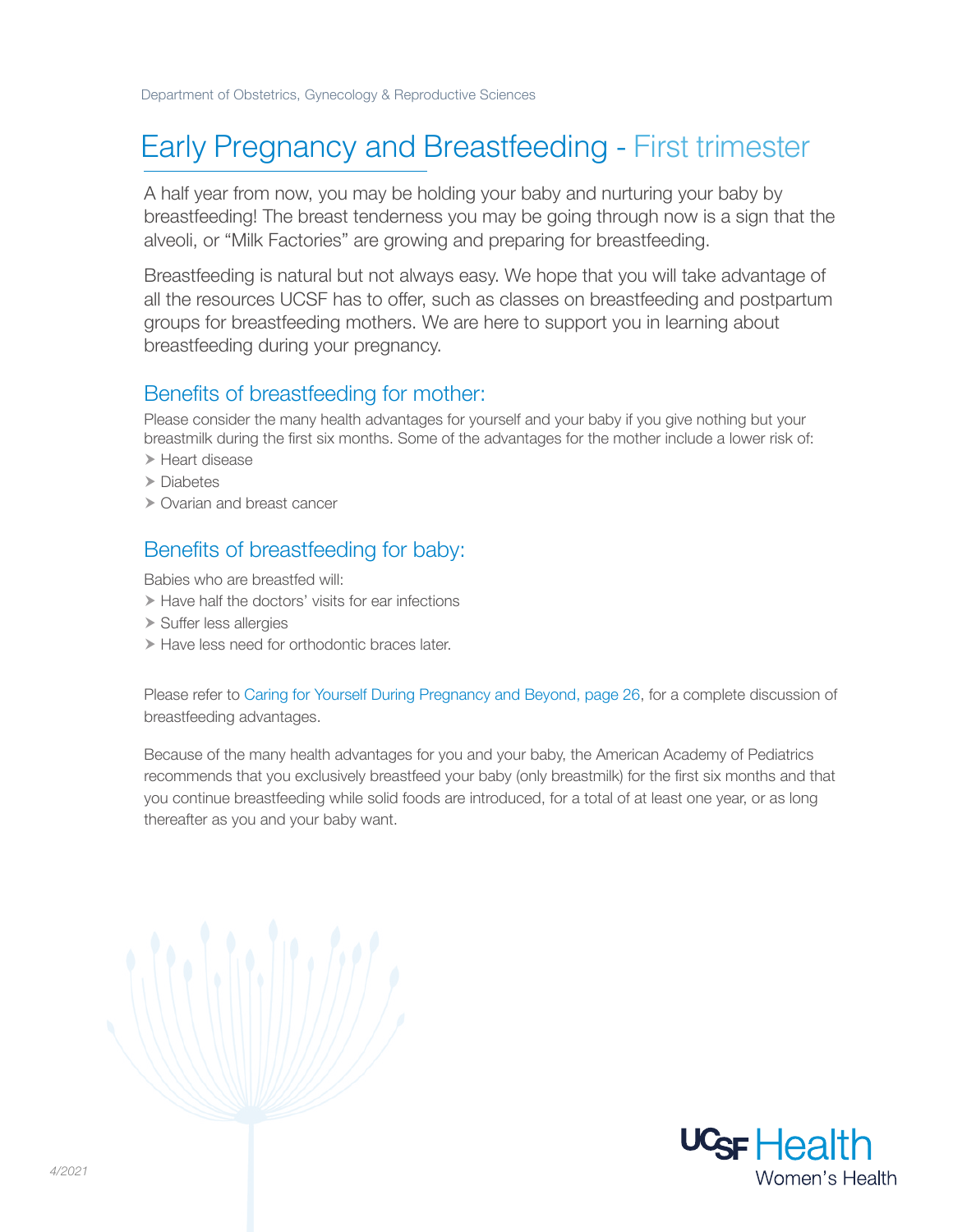Department of Obstetrics, Gynecology & Reproductive Sciences

# Early Pregnancy and Breastfeeding - First trimester

A half year from now, you may be holding your baby and nurturing your baby by breastfeeding! The breast tenderness you may be going through now is a sign that the alveoli, or "Milk Factories" are growing and preparing for breastfeeding.

Breastfeeding is natural but not always easy. We hope that you will take advantage of all the resources UCSF has to offer, such as classes on breastfeeding and postpartum groups for breastfeeding mothers. We are here to support you in learning about breastfeeding during your pregnancy.

## Benefits of breastfeeding for mother:

Please consider the many health advantages for yourself and your baby if you give nothing but your breastmilk during the first six months. Some of the advantages for the mother include a lower risk of:

- Heart disease
- Diabetes
- Ovarian and breast cancer

## Benefits of breastfeeding for baby:

Babies who are breastfed will:

- Have half the doctors' visits for ear infections
- Suffer less allergies
- Have less need for orthodontic braces later.

Please refer to Caring for Yourself During Pregnancy and Beyond, page 26, for a complete discussion of breastfeeding advantages.

Because of the many health advantages for you and your baby, the American Academy of Pediatrics recommends that you exclusively breastfeed your baby (only breastmilk) for the first six months and that you continue breastfeeding while solid foods are introduced, for a total of at least one year, or as long thereafter as you and your baby want.

4/2021

UCSF Health
Women's Health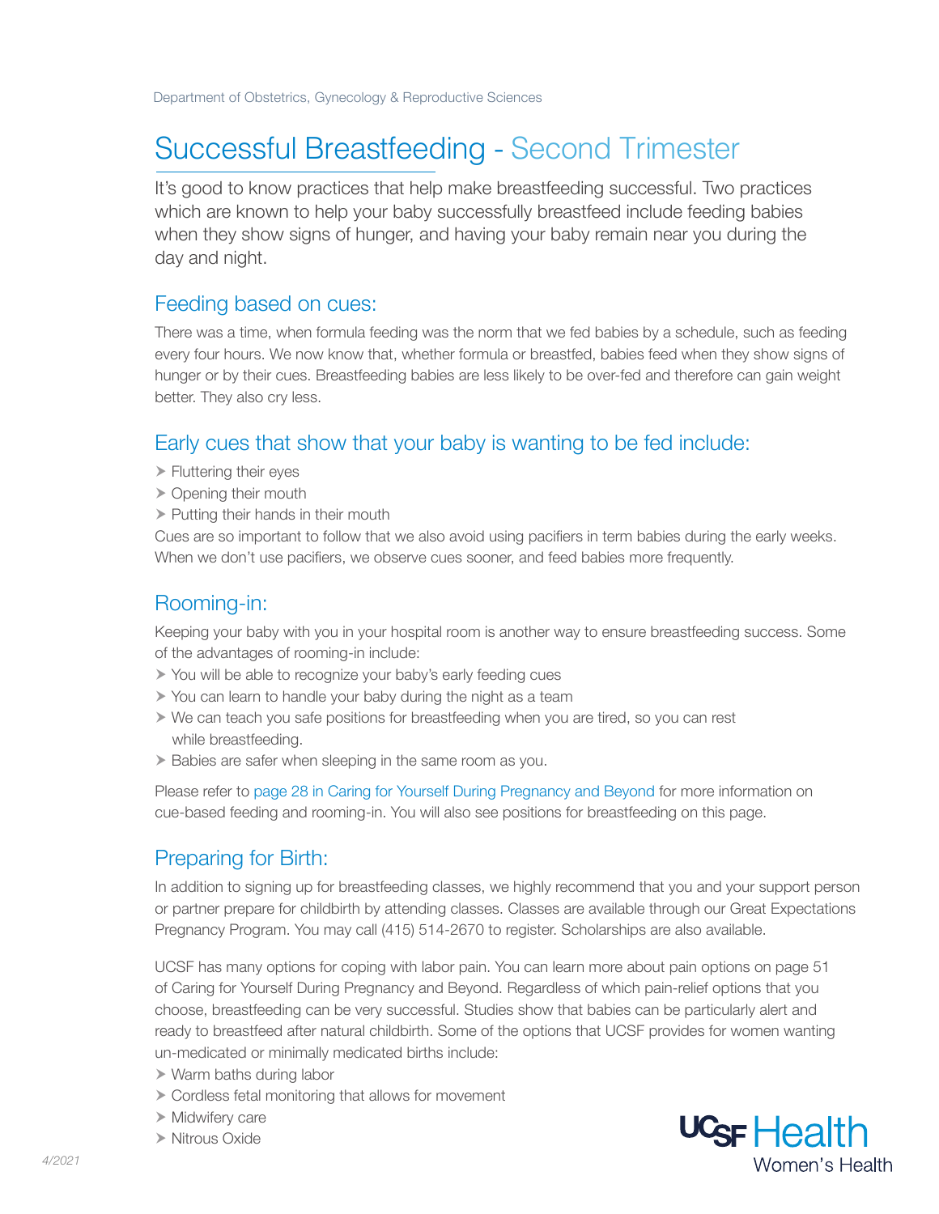Department of Obstetrics, Gynecology & Reproductive Sciences

# Successful Breastfeeding - Second Trimester

It's good to know practices that help make breastfeeding successful. Two practices which are known to help your baby successfully breastfeed include feeding babies when they show signs of hunger, and having your baby remain near you during the day and night.

## Feeding based on cues:

There was a time, when formula feeding was the norm that we fed babies by a schedule, such as feeding every four hours. We now know that, whether formula or breastfed, babies feed when they show signs of hunger or by their cues. Breastfeeding babies are less likely to be over-fed and therefore can gain weight better. They also cry less.

## Early cues that show that your baby is wanting to be fed include:

- Fluttering their eyes
- Opening their mouth
- Putting their hands in their mouth

Cues are so important to follow that we also avoid using pacifiers in term babies during the early weeks. When we don't use pacifiers, we observe cues sooner, and feed babies more frequently.

## Rooming-in:

Keeping your baby with you in your hospital room is another way to ensure breastfeeding success. Some of the advantages of rooming-in include:

- You will be able to recognize your baby's early feeding cues
- You can learn to handle your baby during the night as a team
- We can teach you safe positions for breastfeeding when you are tired, so you can rest while breastfeeding.
- Babies are safer when sleeping in the same room as you.

Please refer to page 28 in Caring for Yourself During Pregnancy and Beyond for more information on cue-based feeding and rooming-in. You will also see positions for breastfeeding on this page.

## Preparing for Birth:

In addition to signing up for breastfeeding classes, we highly recommend that you and your support person or partner prepare for childbirth by attending classes. Classes are available through our Great Expectations Pregnancy Program. You may call (415) 514-2670 to register. Scholarships are also available.

UCSF has many options for coping with labor pain. You can learn more about pain options on page 51 of Caring for Yourself During Pregnancy and Beyond. Regardless of which pain-relief options that you choose, breastfeeding can be very successful. Studies show that babies can be particularly alert and ready to breastfeed after natural childbirth. Some of the options that UCSF provides for women wanting un-medicated or minimally medicated births include:

- Warm baths during labor
- Cordless fetal monitoring that allows for movement
- Midwifery care
- Nitrous Oxide

4/2021

UCSF Health Women's Health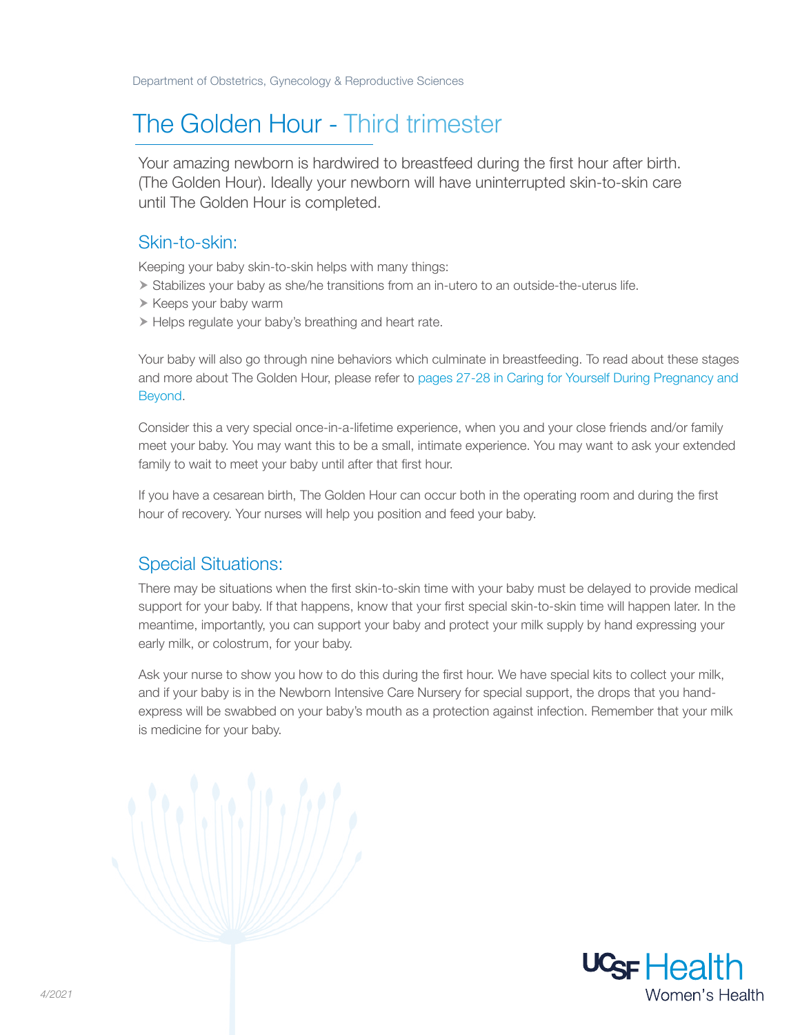Department of Obstetrics, Gynecology & Reproductive Sciences

# The Golden Hour - Third trimester

Your amazing newborn is hardwired to breastfeed during the first hour after birth. (The Golden Hour). Ideally your newborn will have uninterrupted skin-to-skin care until The Golden Hour is completed.

## Skin-to-skin:

Keeping your baby skin-to-skin helps with many things:

- Stabilizes your baby as she/he transitions from an in-utero to an outside-the-uterus life.
- Keeps your baby warm
- Helps regulate your baby's breathing and heart rate.

Your baby will also go through nine behaviors which culminate in breastfeeding. To read about these stages and more about The Golden Hour, please refer to pages 27-28 in Caring for Yourself During Pregnancy and Beyond.

Consider this a very special once-in-a-lifetime experience, when you and your close friends and/or family meet your baby. You may want this to be a small, intimate experience. You may want to ask your extended family to wait to meet your baby until after that first hour.

If you have a cesarean birth, The Golden Hour can occur both in the operating room and during the first hour of recovery. Your nurses will help you position and feed your baby.

## Special Situations:

There may be situations when the first skin-to-skin time with your baby must be delayed to provide medical support for your baby. If that happens, know that your first special skin-to-skin time will happen later. In the meantime, importantly, you can support your baby and protect your milk supply by hand expressing your early milk, or colostrum, for your baby.

Ask your nurse to show you how to do this during the first hour. We have special kits to collect your milk, and if your baby is in the Newborn Intensive Care Nursery for special support, the drops that you hand-express will be swabbed on your baby's mouth as a protection against infection. Remember that your milk is medicine for your baby.

4/2021

UCSF Health
Women's Health